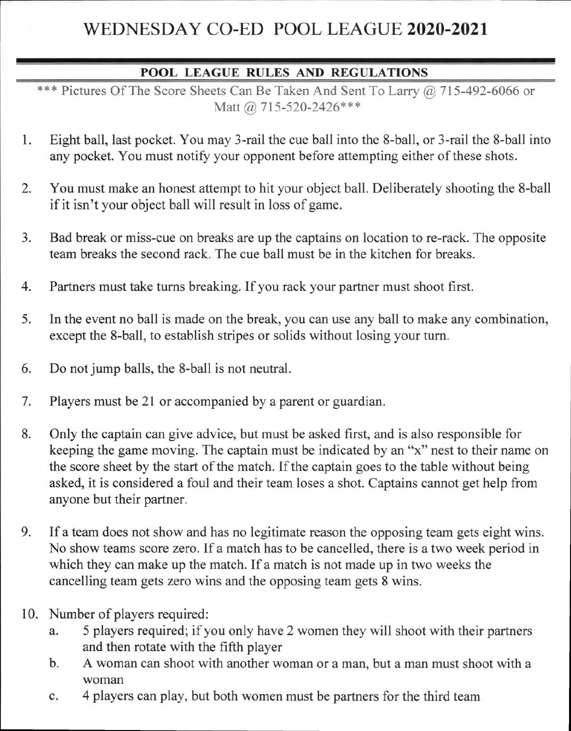# WEDNESDAY CO-ED POOL LEAGUE **2020-2021**

## POOL LEAGUE RULES AND REGULATIONS

*** Pictures Of The Score Sheets Can Be Taken And Sent To Larry @ 715-492-6066 or Matt @ 715-520-2426***

1. Eight ball, last pocket. You may 3-rail the cue ball into the 8-ball, or 3-rail the 8-ball into any pocket. You must notify your opponent before attempting either of these shots.

2. You must make an honest attempt to hit your object ball. Deliberately shooting the 8-ball if it isn't your object ball will result in loss of game.

3. Bad break or miss-cue on breaks are up the captains on location to re-rack. The opposite team breaks the second rack. The cue ball must be in the kitchen for breaks.

4. Partners must take turns breaking. If you rack your partner must shoot first.

5. In the event no ball is made on the break, you can use any ball to make any combination, except the 8-ball, to establish stripes or solids without losing your turn.

6. Do not jump balls, the 8-ball is not neutral.

7. Players must be 21 or accompanied by a parent or guardian.

8. Only the captain can give advice, but must be asked first, and is also responsible for keeping the game moving. The captain must be indicated by an "x" nest to their name on the score sheet by the start of the match. If the captain goes to the table without being asked, it is considered a foul and their team loses a shot. Captains cannot get help from anyone but their partner.

9. If a team does not show and has no legitimate reason the opposing team gets eight wins. No show teams score zero. If a match has to be cancelled, there is a two week period in which they can make up the match. If a match is not made up in two weeks the cancelling team gets zero wins and the opposing team gets 8 wins.

10. Number of players required:
    a. 5 players required; if you only have 2 women they will shoot with their partners and then rotate with the fifth player
    b. A woman can shoot with another woman or a man, but a man must shoot with a woman
    c. 4 players can play, but both women must be partners for the third team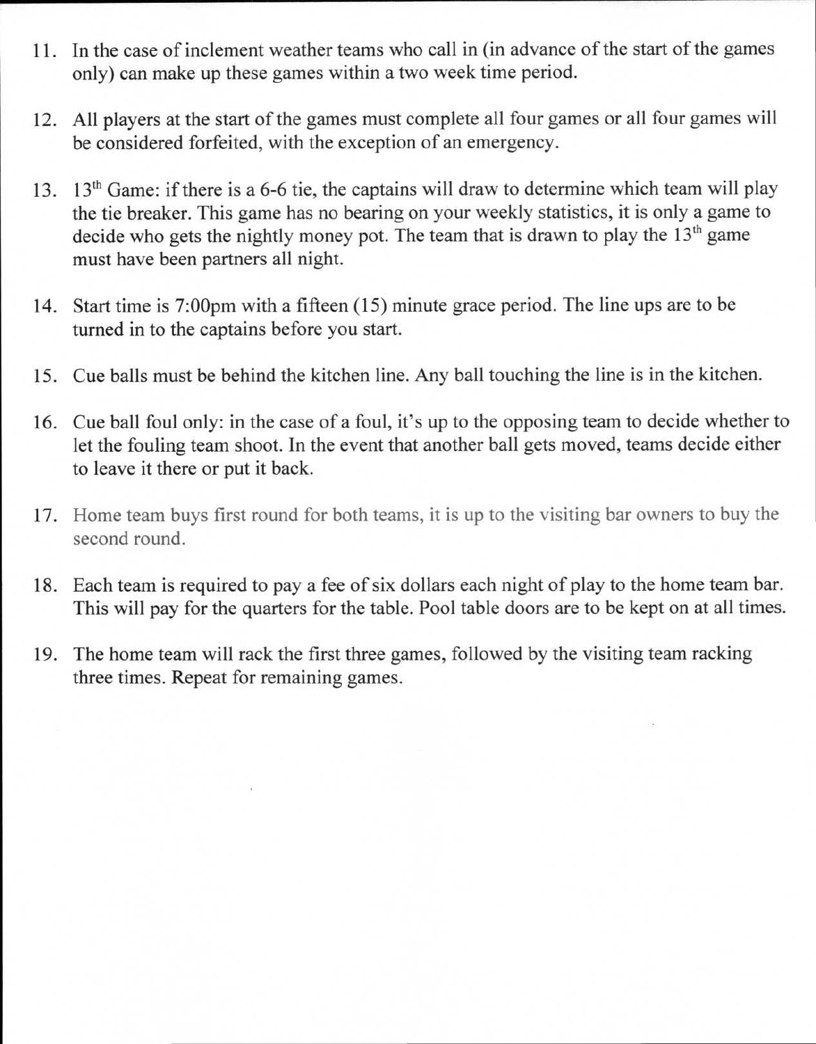11. In the case of inclement weather teams who call in (in advance of the start of the games only) can make up these games within a two week time period.

12. All players at the start of the games must complete all four games or all four games will be considered forfeited, with the exception of an emergency.

13. 13th Game: if there is a 6-6 tie, the captains will draw to determine which team will play the tie breaker. This game has no bearing on your weekly statistics, it is only a game to decide who gets the nightly money pot. The team that is drawn to play the 13th game must have been partners all night.

14. Start time is 7:00pm with a fifteen (15) minute grace period. The line ups are to be turned in to the captains before you start.

15. Cue balls must be behind the kitchen line. Any ball touching the line is in the kitchen.

16. Cue ball foul only: in the case of a foul, it's up to the opposing team to decide whether to let the fouling team shoot. In the event that another ball gets moved, teams decide either to leave it there or put it back.

17. Home team buys first round for both teams, it is up to the visiting bar owners to buy the second round.

18. Each team is required to pay a fee of six dollars each night of play to the home team bar. This will pay for the quarters for the table. Pool table doors are to be kept on at all times.

19. The home team will rack the first three games, followed by the visiting team racking three times. Repeat for remaining games.